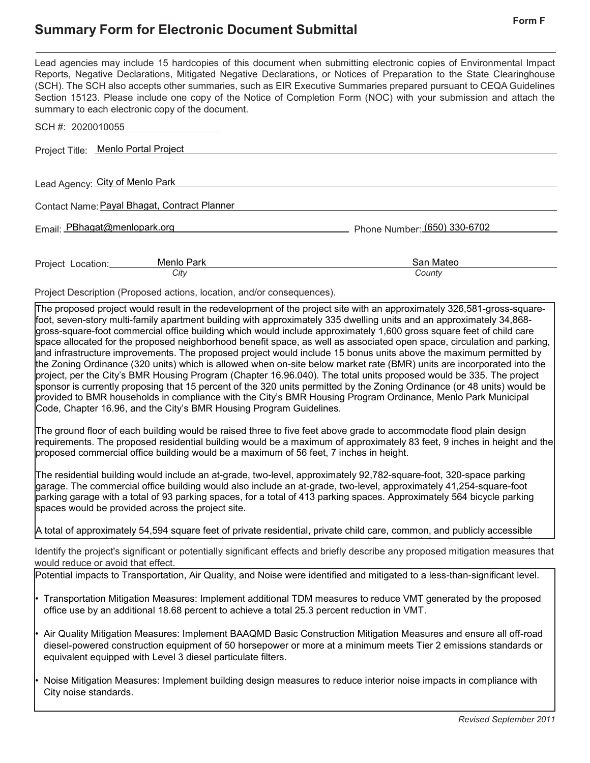# Summary Form for Electronic Document Submittal

**Form F**

Lead agencies may include 15 hardcopies of this document when submitting electronic copies of Environmental Impact Reports, Negative Declarations, Mitigated Negative Declarations, or Notices of Preparation to the State Clearinghouse (SCH). The SCH also accepts other summaries, such as EIR Executive Summaries prepared pursuant to CEQA Guidelines Section 15123. Please include one copy of the Notice of Completion Form (NOC) with your submission and attach the summary to each electronic copy of the document.

SCH #: 2020010055

Project Title: Menlo Portal Project

Lead Agency: City of Menlo Park

Contact Name: Payal Bhagat, Contract Planner

Email: PBhagat@menlopark.org

Phone Number: (650) 330-6702

Project Location: Menlo Park (City), San Mateo (County)

Project Description (Proposed actions, location, and/or consequences).

The proposed project would result in the redevelopment of the project site with an approximately 326,581-gross-square-foot, seven-story multi-family apartment building with approximately 335 dwelling units and an approximately 34,868-gross-square-foot commercial office building which would include approximately 1,600 gross square feet of child care space allocated for the proposed neighborhood benefit space, as well as associated open space, circulation and parking, and infrastructure improvements. The proposed project would include 15 bonus units above the maximum permitted by the Zoning Ordinance (320 units) which is allowed when on-site below market rate (BMR) units are incorporated into the project, per the City's BMR Housing Program (Chapter 16.96.040). The total units proposed would be 335. The project sponsor is currently proposing that 15 percent of the 320 units permitted by the Zoning Ordinance (or 48 units) would be provided to BMR households in compliance with the City's BMR Housing Program Ordinance, Menlo Park Municipal Code, Chapter 16.96, and the City's BMR Housing Program Guidelines.

The ground floor of each building would be raised three to five feet above grade to accommodate flood plain design requirements. The proposed residential building would be a maximum of approximately 83 feet, 9 inches in height and the proposed commercial office building would be a maximum of 56 feet, 7 inches in height.

The residential building would include an at-grade, two-level, approximately 92,782-square-foot, 320-space parking garage. The commercial office building would also include an at-grade, two-level, approximately 41,254-square-foot parking garage with a total of 93 parking spaces, for a total of 413 parking spaces. Approximately 564 bicycle parking spaces would be provided across the project site.

A total of approximately 54,594 square feet of private residential, private child care, common, and publicly accessible

Identify the project's significant or potentially significant effects and briefly describe any proposed mitigation measures that would reduce or avoid that effect.

Potential impacts to Transportation, Air Quality, and Noise were identified and mitigated to a less-than-significant level.

- Transportation Mitigation Measures: Implement additional TDM measures to reduce VMT generated by the proposed office use by an additional 18.68 percent to achieve a total 25.3 percent reduction in VMT.
- Air Quality Mitigation Measures: Implement BAAQMD Basic Construction Mitigation Measures and ensure all off-road diesel-powered construction equipment of 50 horsepower or more at a minimum meets Tier 2 emissions standards or equivalent equipped with Level 3 diesel particulate filters.
- Noise Mitigation Measures: Implement building design measures to reduce interior noise impacts in compliance with City noise standards.

*Revised September 2011*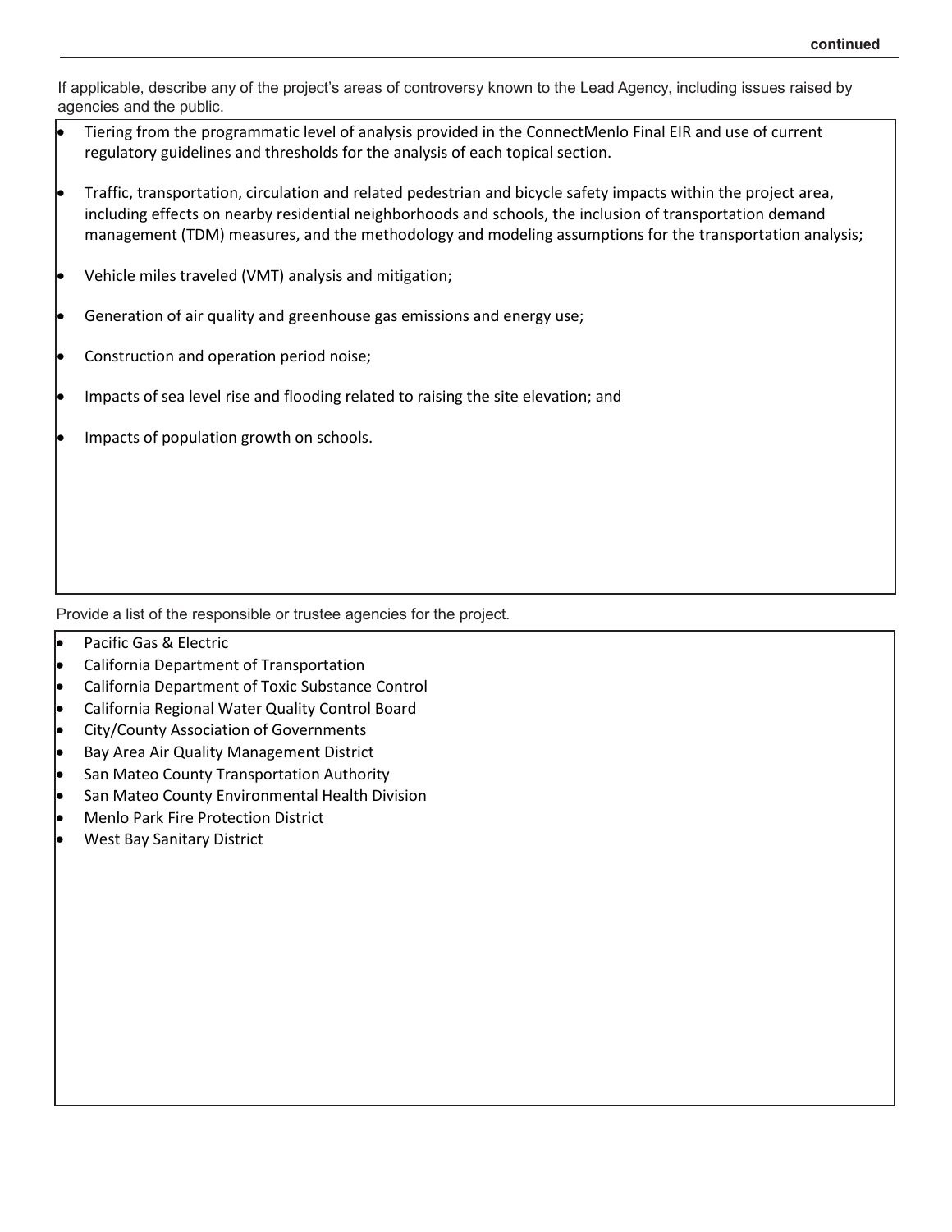If applicable, describe any of the project's areas of controversy known to the Lead Agency, including issues raised by agencies and the public.

- Tiering from the programmatic level of analysis provided in the ConnectMenlo Final EIR and use of current regulatory guidelines and thresholds for the analysis of each topical section.
- Traffic, transportation, circulation and related pedestrian and bicycle safety impacts within the project area, including effects on nearby residential neighborhoods and schools, the inclusion of transportation demand management (TDM) measures, and the methodology and modeling assumptions for the transportation analysis;
- Vehicle miles traveled (VMT) analysis and mitigation;
- Generation of air quality and greenhouse gas emissions and energy use;
- Construction and operation period noise;
- Impacts of sea level rise and flooding related to raising the site elevation; and
- Impacts of population growth on schools.

Provide a list of the responsible or trustee agencies for the project.

- Pacific Gas & Electric
- California Department of Transportation
- California Department of Toxic Substance Control
- California Regional Water Quality Control Board
- City/County Association of Governments
- Bay Area Air Quality Management District
- San Mateo County Transportation Authority
- San Mateo County Environmental Health Division
- Menlo Park Fire Protection District
- West Bay Sanitary District